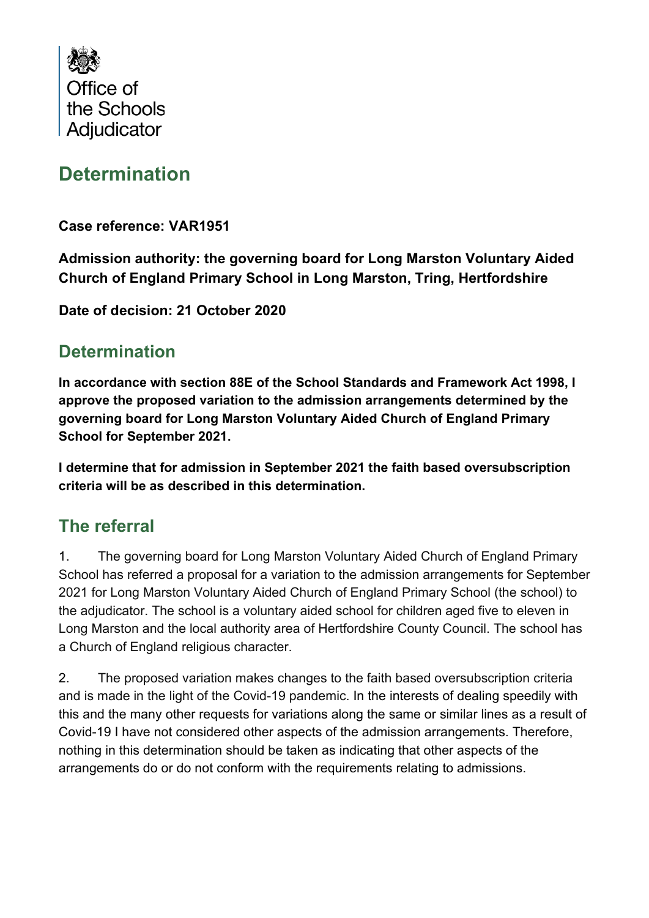Office of the Schools Adjudicator

# Determination

**Case reference: VAR1951**

**Admission authority: the governing board for Long Marston Voluntary Aided Church of England Primary School in Long Marston, Tring, Hertfordshire**

**Date of decision: 21 October 2020**

## Determination

**In accordance with section 88E of the School Standards and Framework Act 1998, I approve the proposed variation to the admission arrangements determined by the governing board for Long Marston Voluntary Aided Church of England Primary School for September 2021.**

**I determine that for admission in September 2021 the faith based oversubscription criteria will be as described in this determination.**

## The referral

1. The governing board for Long Marston Voluntary Aided Church of England Primary School has referred a proposal for a variation to the admission arrangements for September 2021 for Long Marston Voluntary Aided Church of England Primary School (the school) to the adjudicator. The school is a voluntary aided school for children aged five to eleven in Long Marston and the local authority area of Hertfordshire County Council. The school has a Church of England religious character.

2. The proposed variation makes changes to the faith based oversubscription criteria and is made in the light of the Covid-19 pandemic. In the interests of dealing speedily with this and the many other requests for variations along the same or similar lines as a result of Covid-19 I have not considered other aspects of the admission arrangements. Therefore, nothing in this determination should be taken as indicating that other aspects of the arrangements do or do not conform with the requirements relating to admissions.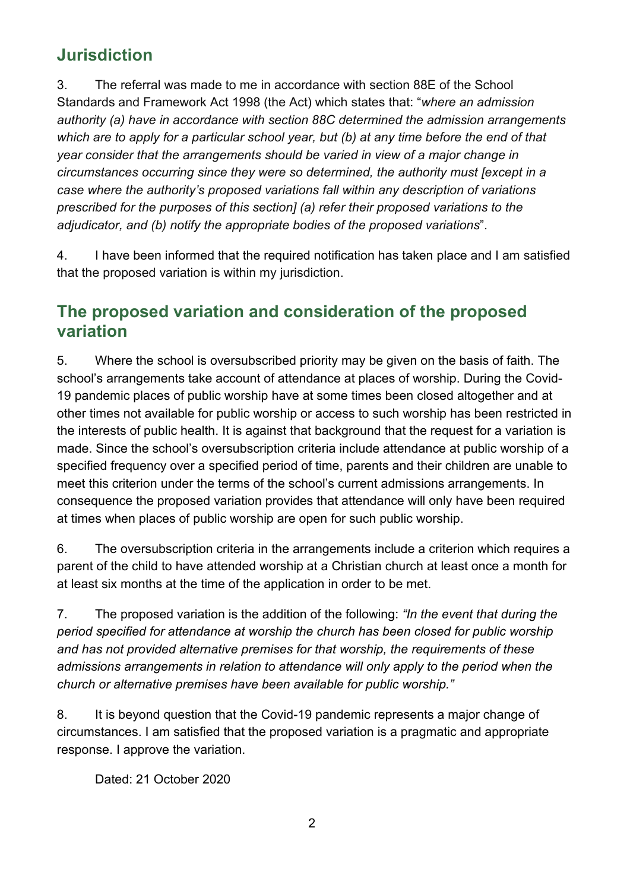## Jurisdiction

3. The referral was made to me in accordance with section 88E of the School Standards and Framework Act 1998 (the Act) which states that: "*where an admission authority (a) have in accordance with section 88C determined the admission arrangements which are to apply for a particular school year, but (b) at any time before the end of that year consider that the arrangements should be varied in view of a major change in circumstances occurring since they were so determined, the authority must [except in a case where the authority's proposed variations fall within any description of variations prescribed for the purposes of this section] (a) refer their proposed variations to the adjudicator, and (b) notify the appropriate bodies of the proposed variations*".

4. I have been informed that the required notification has taken place and I am satisfied that the proposed variation is within my jurisdiction.

## The proposed variation and consideration of the proposed variation

5. Where the school is oversubscribed priority may be given on the basis of faith. The school's arrangements take account of attendance at places of worship. During the Covid-19 pandemic places of public worship have at some times been closed altogether and at other times not available for public worship or access to such worship has been restricted in the interests of public health. It is against that background that the request for a variation is made. Since the school's oversubscription criteria include attendance at public worship of a specified frequency over a specified period of time, parents and their children are unable to meet this criterion under the terms of the school's current admissions arrangements. In consequence the proposed variation provides that attendance will only have been required at times when places of public worship are open for such public worship.

6. The oversubscription criteria in the arrangements include a criterion which requires a parent of the child to have attended worship at a Christian church at least once a month for at least six months at the time of the application in order to be met.

7. The proposed variation is the addition of the following: *"In the event that during the period specified for attendance at worship the church has been closed for public worship and has not provided alternative premises for that worship, the requirements of these admissions arrangements in relation to attendance will only apply to the period when the church or alternative premises have been available for public worship."*

8. It is beyond question that the Covid-19 pandemic represents a major change of circumstances. I am satisfied that the proposed variation is a pragmatic and appropriate response. I approve the variation.

Dated: 21 October 2020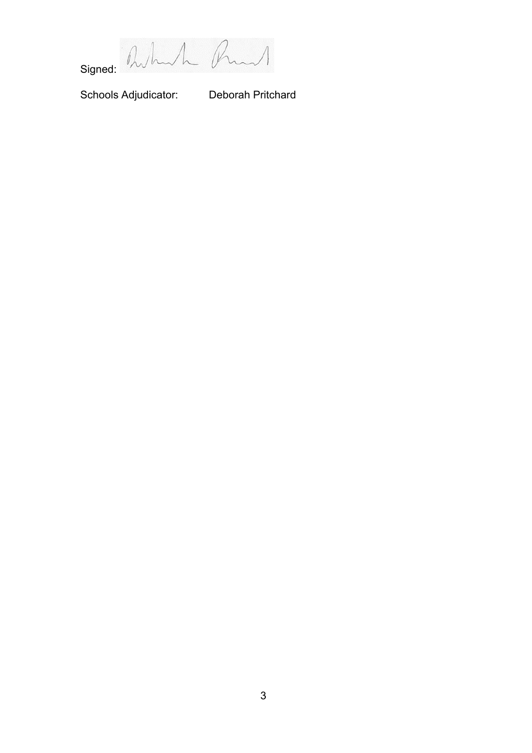Signed:

Schools Adjudicator: Deborah Pritchard